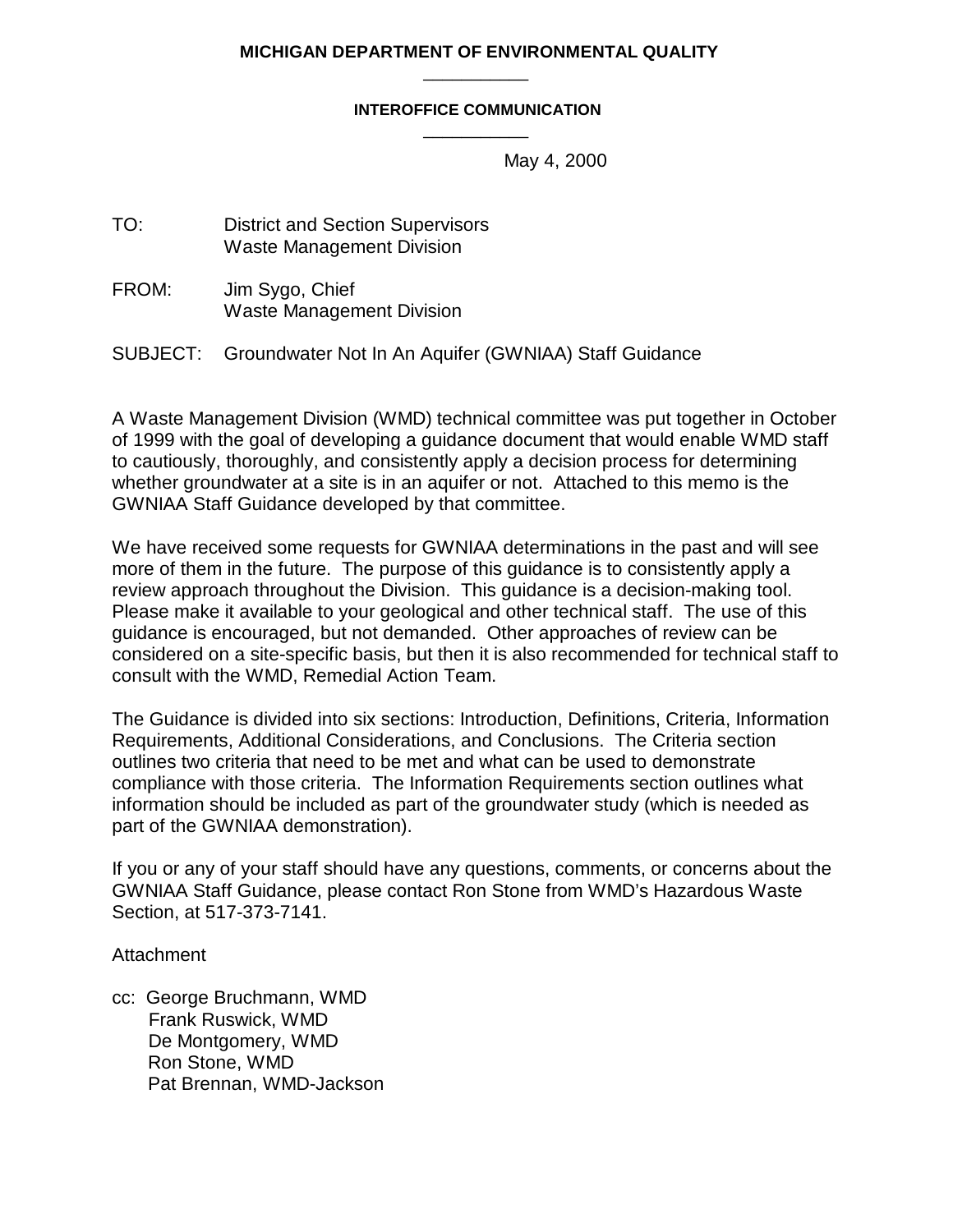**MICHIGAN DEPARTMENT OF ENVIRONMENTAL QUALITY**

**INTEROFFICE COMMUNICATION**

May 4, 2000

TO: District and Section Supervisors
Waste Management Division

FROM: Jim Sygo, Chief
Waste Management Division

SUBJECT: Groundwater Not In An Aquifer (GWNIAA) Staff Guidance

A Waste Management Division (WMD) technical committee was put together in October of 1999 with the goal of developing a guidance document that would enable WMD staff to cautiously, thoroughly, and consistently apply a decision process for determining whether groundwater at a site is in an aquifer or not. Attached to this memo is the GWNIAA Staff Guidance developed by that committee.

We have received some requests for GWNIAA determinations in the past and will see more of them in the future. The purpose of this guidance is to consistently apply a review approach throughout the Division. This guidance is a decision-making tool. Please make it available to your geological and other technical staff. The use of this guidance is encouraged, but not demanded. Other approaches of review can be considered on a site-specific basis, but then it is also recommended for technical staff to consult with the WMD, Remedial Action Team.

The Guidance is divided into six sections: Introduction, Definitions, Criteria, Information Requirements, Additional Considerations, and Conclusions. The Criteria section outlines two criteria that need to be met and what can be used to demonstrate compliance with those criteria. The Information Requirements section outlines what information should be included as part of the groundwater study (which is needed as part of the GWNIAA demonstration).

If you or any of your staff should have any questions, comments, or concerns about the GWNIAA Staff Guidance, please contact Ron Stone from WMD's Hazardous Waste Section, at 517-373-7141.

Attachment

cc: George Bruchmann, WMD
Frank Ruswick, WMD
De Montgomery, WMD
Ron Stone, WMD
Pat Brennan, WMD-Jackson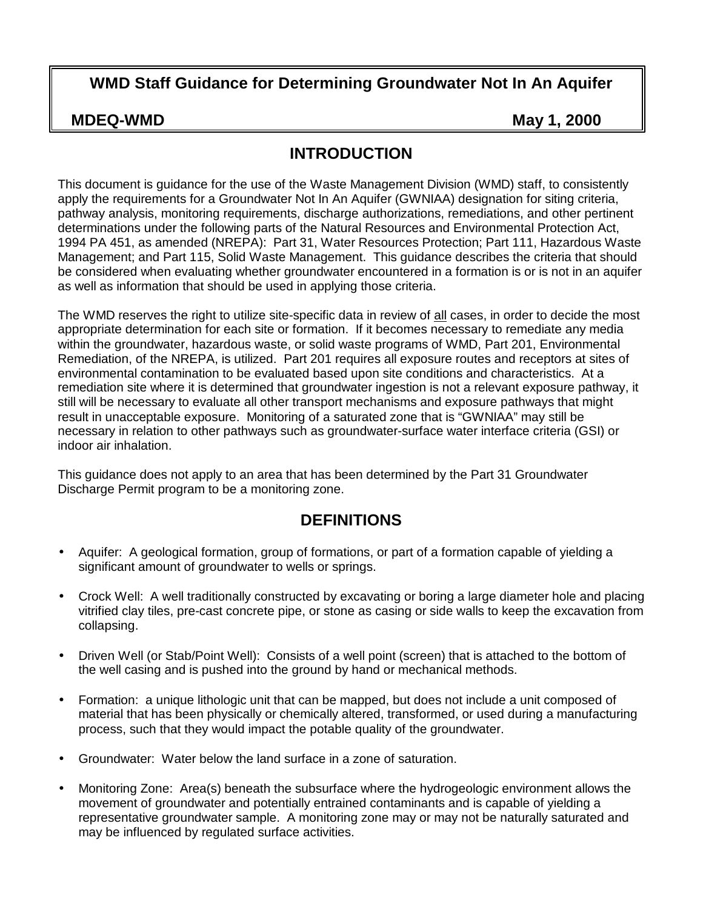# WMD Staff Guidance for Determining Groundwater Not In An Aquifer

**MDEQ-WMD** **May 1, 2000**

## INTRODUCTION

This document is guidance for the use of the Waste Management Division (WMD) staff, to consistently apply the requirements for a Groundwater Not In An Aquifer (GWNIAA) designation for siting criteria, pathway analysis, monitoring requirements, discharge authorizations, remediations, and other pertinent determinations under the following parts of the Natural Resources and Environmental Protection Act, 1994 PA 451, as amended (NREPA): Part 31, Water Resources Protection; Part 111, Hazardous Waste Management; and Part 115, Solid Waste Management. This guidance describes the criteria that should be considered when evaluating whether groundwater encountered in a formation is or is not in an aquifer as well as information that should be used in applying those criteria.

The WMD reserves the right to utilize site-specific data in review of all cases, in order to decide the most appropriate determination for each site or formation. If it becomes necessary to remediate any media within the groundwater, hazardous waste, or solid waste programs of WMD, Part 201, Environmental Remediation, of the NREPA, is utilized. Part 201 requires all exposure routes and receptors at sites of environmental contamination to be evaluated based upon site conditions and characteristics. At a remediation site where it is determined that groundwater ingestion is not a relevant exposure pathway, it still will be necessary to evaluate all other transport mechanisms and exposure pathways that might result in unacceptable exposure. Monitoring of a saturated zone that is "GWNIAA" may still be necessary in relation to other pathways such as groundwater-surface water interface criteria (GSI) or indoor air inhalation.

This guidance does not apply to an area that has been determined by the Part 31 Groundwater Discharge Permit program to be a monitoring zone.

## DEFINITIONS

- Aquifer: A geological formation, group of formations, or part of a formation capable of yielding a significant amount of groundwater to wells or springs.
- Crock Well: A well traditionally constructed by excavating or boring a large diameter hole and placing vitrified clay tiles, pre-cast concrete pipe, or stone as casing or side walls to keep the excavation from collapsing.
- Driven Well (or Stab/Point Well): Consists of a well point (screen) that is attached to the bottom of the well casing and is pushed into the ground by hand or mechanical methods.
- Formation: a unique lithologic unit that can be mapped, but does not include a unit composed of material that has been physically or chemically altered, transformed, or used during a manufacturing process, such that they would impact the potable quality of the groundwater.
- Groundwater: Water below the land surface in a zone of saturation.
- Monitoring Zone: Area(s) beneath the subsurface where the hydrogeologic environment allows the movement of groundwater and potentially entrained contaminants and is capable of yielding a representative groundwater sample. A monitoring zone may or may not be naturally saturated and may be influenced by regulated surface activities.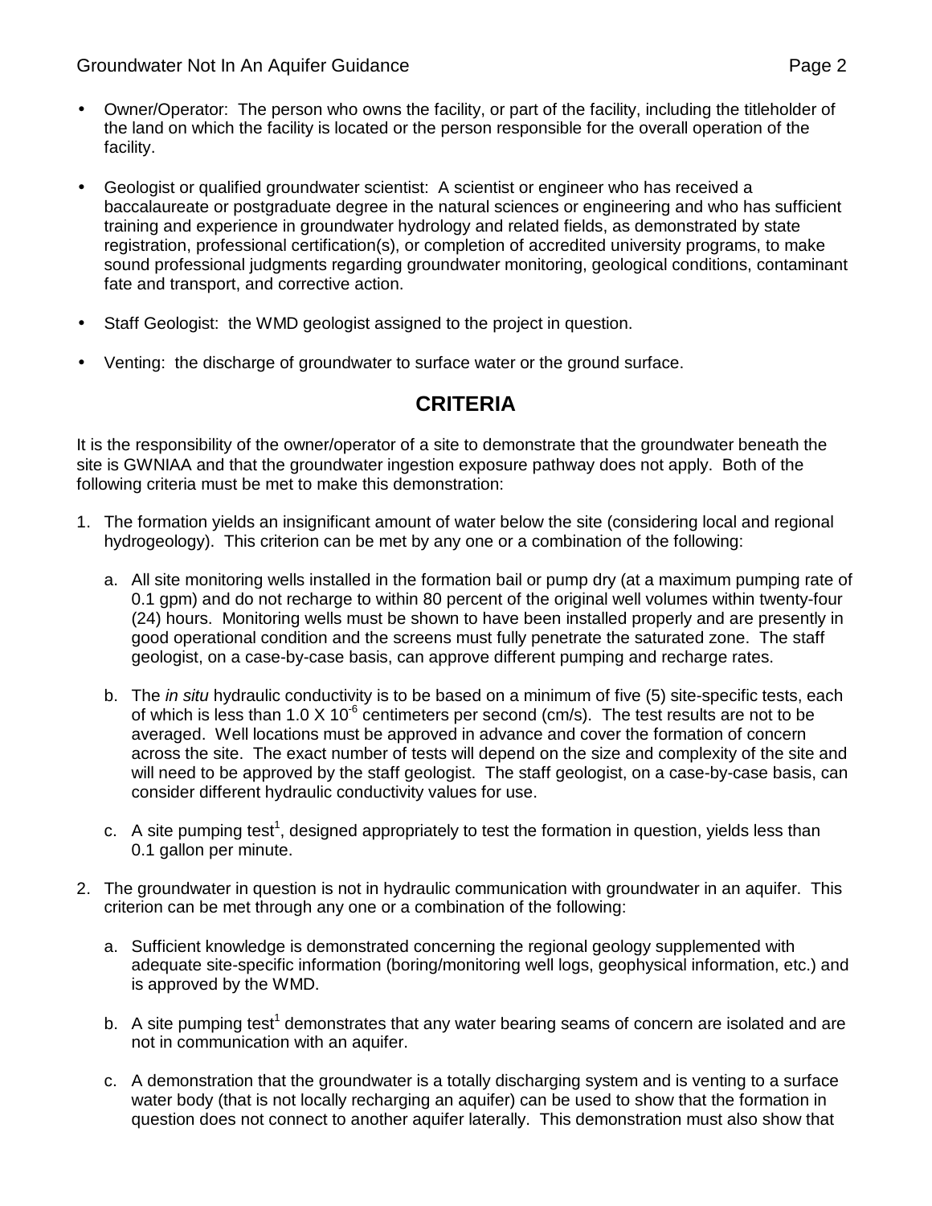- Owner/Operator: The person who owns the facility, or part of the facility, including the titleholder of the land on which the facility is located or the person responsible for the overall operation of the facility.

- Geologist or qualified groundwater scientist: A scientist or engineer who has received a baccalaureate or postgraduate degree in the natural sciences or engineering and who has sufficient training and experience in groundwater hydrology and related fields, as demonstrated by state registration, professional certification(s), or completion of accredited university programs, to make sound professional judgments regarding groundwater monitoring, geological conditions, contaminant fate and transport, and corrective action.

- Staff Geologist: the WMD geologist assigned to the project in question.

- Venting: the discharge of groundwater to surface water or the ground surface.

## CRITERIA

It is the responsibility of the owner/operator of a site to demonstrate that the groundwater beneath the site is GWNIAA and that the groundwater ingestion exposure pathway does not apply. Both of the following criteria must be met to make this demonstration:

1. The formation yields an insignificant amount of water below the site (considering local and regional hydrogeology). This criterion can be met by any one or a combination of the following:

   a. All site monitoring wells installed in the formation bail or pump dry (at a maximum pumping rate of 0.1 gpm) and do not recharge to within 80 percent of the original well volumes within twenty-four (24) hours. Monitoring wells must be shown to have been installed properly and are presently in good operational condition and the screens must fully penetrate the saturated zone. The staff geologist, on a case-by-case basis, can approve different pumping and recharge rates.

   b. The *in situ* hydraulic conductivity is to be based on a minimum of five (5) site-specific tests, each of which is less than $1.0 \times 10^{-6}$ centimeters per second (cm/s). The test results are not to be averaged. Well locations must be approved in advance and cover the formation of concern across the site. The exact number of tests will depend on the size and complexity of the site and will need to be approved by the staff geologist. The staff geologist, on a case-by-case basis, can consider different hydraulic conductivity values for use.

   c. A site pumping test[1], designed appropriately to test the formation in question, yields less than 0.1 gallon per minute.

2. The groundwater in question is not in hydraulic communication with groundwater in an aquifer. This criterion can be met through any one or a combination of the following:

   a. Sufficient knowledge is demonstrated concerning the regional geology supplemented with adequate site-specific information (boring/monitoring well logs, geophysical information, etc.) and is approved by the WMD.

   b. A site pumping test[1] demonstrates that any water bearing seams of concern are isolated and are not in communication with an aquifer.

   c. A demonstration that the groundwater is a totally discharging system and is venting to a surface water body (that is not locally recharging an aquifer) can be used to show that the formation in question does not connect to another aquifer laterally. This demonstration must also show that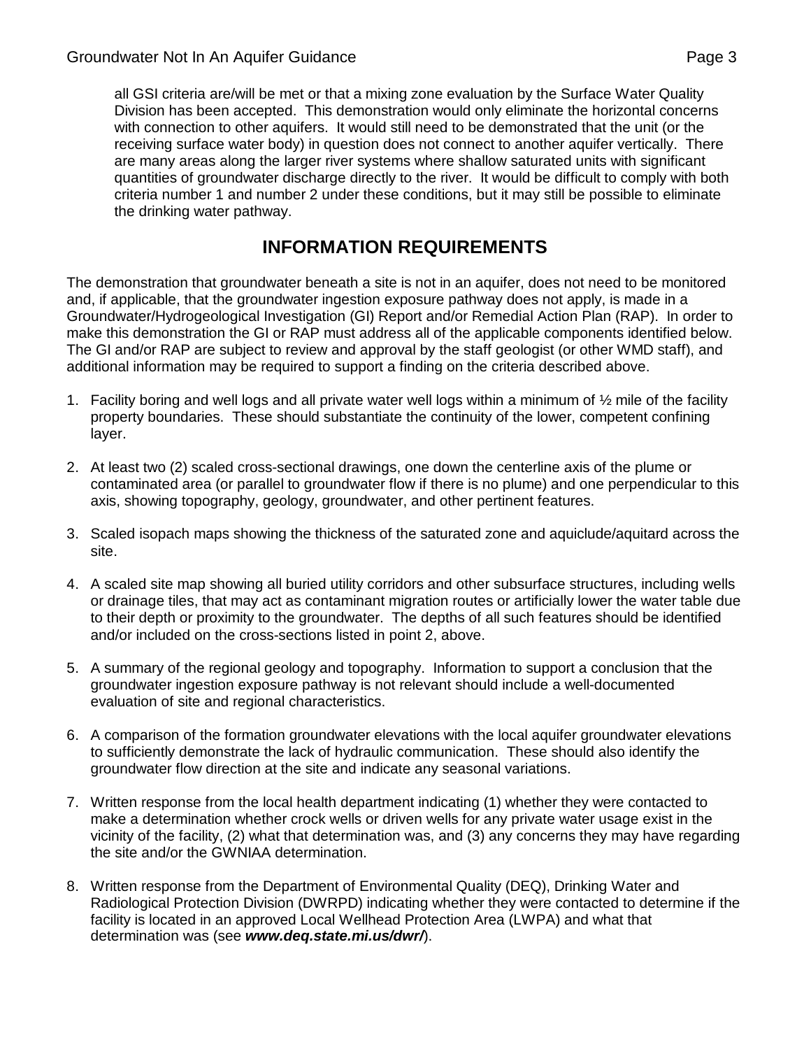all GSI criteria are/will be met or that a mixing zone evaluation by the Surface Water Quality Division has been accepted. This demonstration would only eliminate the horizontal concerns with connection to other aquifers. It would still need to be demonstrated that the unit (or the receiving surface water body) in question does not connect to another aquifer vertically. There are many areas along the larger river systems where shallow saturated units with significant quantities of groundwater discharge directly to the river. It would be difficult to comply with both criteria number 1 and number 2 under these conditions, but it may still be possible to eliminate the drinking water pathway.

## INFORMATION REQUIREMENTS

The demonstration that groundwater beneath a site is not in an aquifer, does not need to be monitored and, if applicable, that the groundwater ingestion exposure pathway does not apply, is made in a Groundwater/Hydrogeological Investigation (GI) Report and/or Remedial Action Plan (RAP). In order to make this demonstration the GI or RAP must address all of the applicable components identified below. The GI and/or RAP are subject to review and approval by the staff geologist (or other WMD staff), and additional information may be required to support a finding on the criteria described above.

1. Facility boring and well logs and all private water well logs within a minimum of ½ mile of the facility property boundaries. These should substantiate the continuity of the lower, competent confining layer.
2. At least two (2) scaled cross-sectional drawings, one down the centerline axis of the plume or contaminated area (or parallel to groundwater flow if there is no plume) and one perpendicular to this axis, showing topography, geology, groundwater, and other pertinent features.
3. Scaled isopach maps showing the thickness of the saturated zone and aquiclude/aquitard across the site.
4. A scaled site map showing all buried utility corridors and other subsurface structures, including wells or drainage tiles, that may act as contaminant migration routes or artificially lower the water table due to their depth or proximity to the groundwater. The depths of all such features should be identified and/or included on the cross-sections listed in point 2, above.
5. A summary of the regional geology and topography. Information to support a conclusion that the groundwater ingestion exposure pathway is not relevant should include a well-documented evaluation of site and regional characteristics.
6. A comparison of the formation groundwater elevations with the local aquifer groundwater elevations to sufficiently demonstrate the lack of hydraulic communication. These should also identify the groundwater flow direction at the site and indicate any seasonal variations.
7. Written response from the local health department indicating (1) whether they were contacted to make a determination whether crock wells or driven wells for any private water usage exist in the vicinity of the facility, (2) what that determination was, and (3) any concerns they may have regarding the site and/or the GWNIAA determination.
8. Written response from the Department of Environmental Quality (DEQ), Drinking Water and Radiological Protection Division (DWRPD) indicating whether they were contacted to determine if the facility is located in an approved Local Wellhead Protection Area (LWPA) and what that determination was (see ***www.deq.state.mi.us/dwr/***).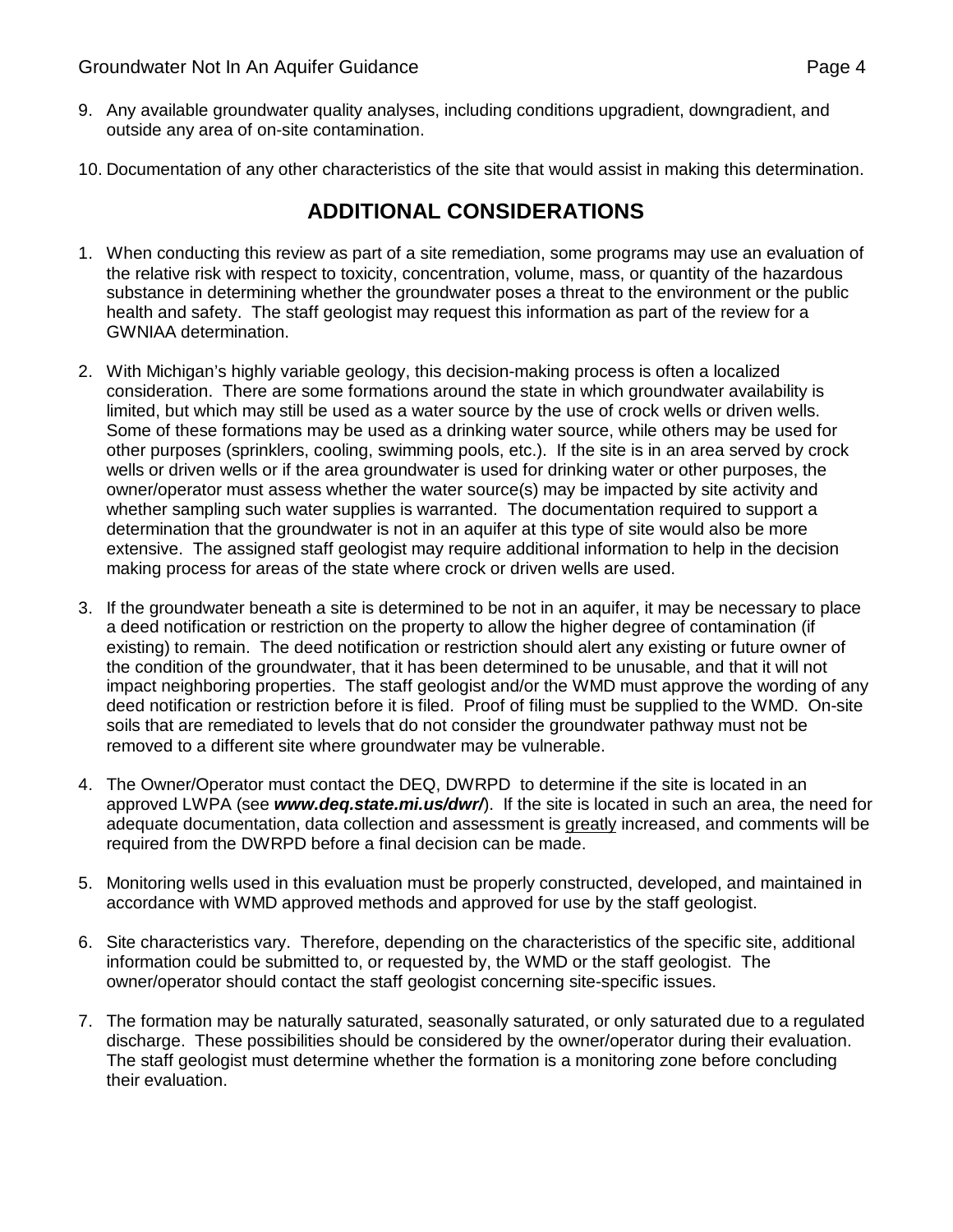9. Any available groundwater quality analyses, including conditions upgradient, downgradient, and outside any area of on-site contamination.

10. Documentation of any other characteristics of the site that would assist in making this determination.

## ADDITIONAL CONSIDERATIONS

1. When conducting this review as part of a site remediation, some programs may use an evaluation of the relative risk with respect to toxicity, concentration, volume, mass, or quantity of the hazardous substance in determining whether the groundwater poses a threat to the environment or the public health and safety. The staff geologist may request this information as part of the review for a GWNIAA determination.

2. With Michigan's highly variable geology, this decision-making process is often a localized consideration. There are some formations around the state in which groundwater availability is limited, but which may still be used as a water source by the use of crock wells or driven wells. Some of these formations may be used as a drinking water source, while others may be used for other purposes (sprinklers, cooling, swimming pools, etc.). If the site is in an area served by crock wells or driven wells or if the area groundwater is used for drinking water or other purposes, the owner/operator must assess whether the water source(s) may be impacted by site activity and whether sampling such water supplies is warranted. The documentation required to support a determination that the groundwater is not in an aquifer at this type of site would also be more extensive. The assigned staff geologist may require additional information to help in the decision making process for areas of the state where crock or driven wells are used.

3. If the groundwater beneath a site is determined to be not in an aquifer, it may be necessary to place a deed notification or restriction on the property to allow the higher degree of contamination (if existing) to remain. The deed notification or restriction should alert any existing or future owner of the condition of the groundwater, that it has been determined to be unusable, and that it will not impact neighboring properties. The staff geologist and/or the WMD must approve the wording of any deed notification or restriction before it is filed. Proof of filing must be supplied to the WMD. On-site soils that are remediated to levels that do not consider the groundwater pathway must not be removed to a different site where groundwater may be vulnerable.

4. The Owner/Operator must contact the DEQ, DWRPD to determine if the site is located in an approved LWPA (see ***www.deq.state.mi.us/dwr/***). If the site is located in such an area, the need for adequate documentation, data collection and assessment is greatly increased, and comments will be required from the DWRPD before a final decision can be made.

5. Monitoring wells used in this evaluation must be properly constructed, developed, and maintained in accordance with WMD approved methods and approved for use by the staff geologist.

6. Site characteristics vary. Therefore, depending on the characteristics of the specific site, additional information could be submitted to, or requested by, the WMD or the staff geologist. The owner/operator should contact the staff geologist concerning site-specific issues.

7. The formation may be naturally saturated, seasonally saturated, or only saturated due to a regulated discharge. These possibilities should be considered by the owner/operator during their evaluation. The staff geologist must determine whether the formation is a monitoring zone before concluding their evaluation.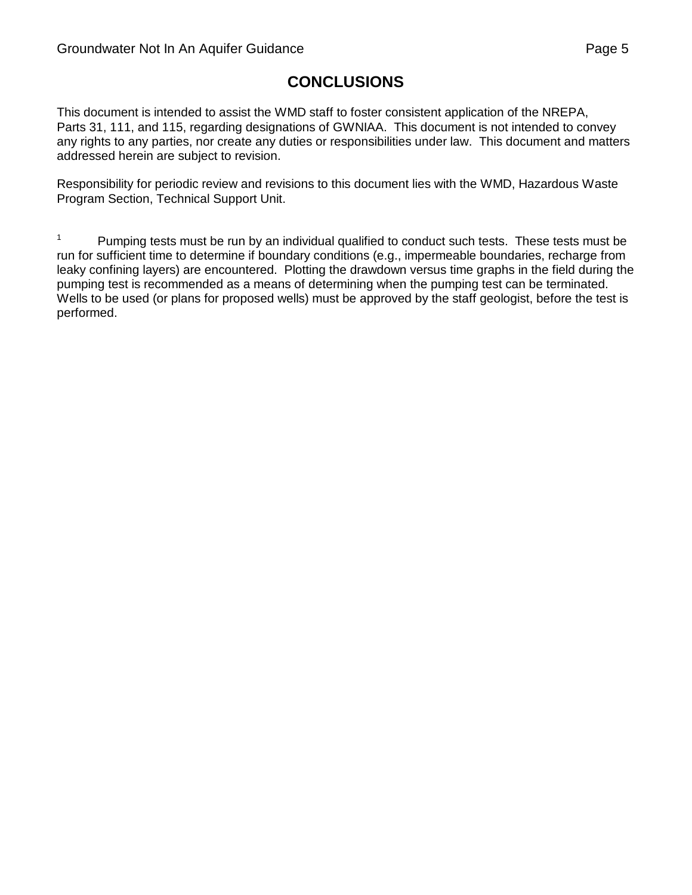# CONCLUSIONS

This document is intended to assist the WMD staff to foster consistent application of the NREPA, Parts 31, 111, and 115, regarding designations of GWNIAA. This document is not intended to convey any rights to any parties, nor create any duties or responsibilities under law. This document and matters addressed herein are subject to revision.

Responsibility for periodic review and revisions to this document lies with the WMD, Hazardous Waste Program Section, Technical Support Unit.

[1] Pumping tests must be run by an individual qualified to conduct such tests. These tests must be run for sufficient time to determine if boundary conditions (e.g., impermeable boundaries, recharge from leaky confining layers) are encountered. Plotting the drawdown versus time graphs in the field during the pumping test is recommended as a means of determining when the pumping test can be terminated. Wells to be used (or plans for proposed wells) must be approved by the staff geologist, before the test is performed.